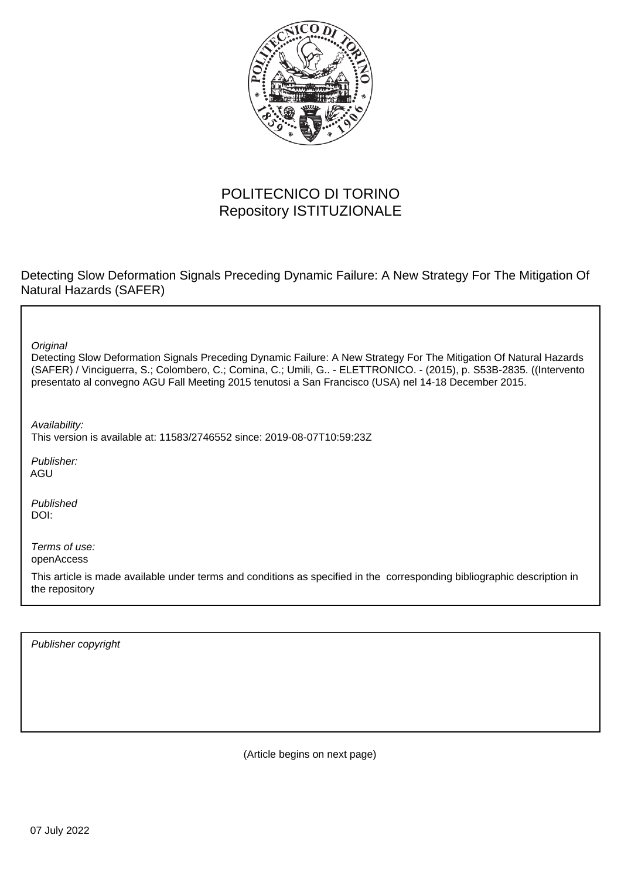POLITECNICO DI TORINO
Repository ISTITUZIONALE

Detecting Slow Deformation Signals Preceding Dynamic Failure: A New Strategy For The Mitigation Of Natural Hazards (SAFER)

*Original*

Detecting Slow Deformation Signals Preceding Dynamic Failure: A New Strategy For The Mitigation Of Natural Hazards (SAFER) / Vinciguerra, S.; Colombero, C.; Comina, C.; Umili, G.. - ELETTRONICO. - (2015), p. S53B-2835. ((Intervento presentato al convegno AGU Fall Meeting 2015 tenutosi a San Francisco (USA) nel 14-18 December 2015.

*Availability:*

This version is available at: 11583/2746552 since: 2019-08-07T10:59:23Z

*Publisher:*

AGU

*Published*

DOI:

*Terms of use:*

openAccess

This article is made available under terms and conditions as specified in the corresponding bibliographic description in the repository

*Publisher copyright*

(Article begins on next page)

07 July 2022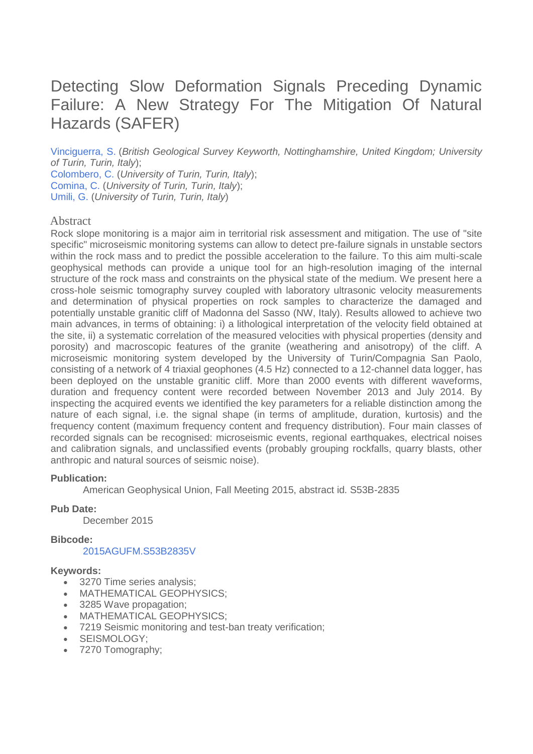# Detecting Slow Deformation Signals Preceding Dynamic Failure: A New Strategy For The Mitigation Of Natural Hazards (SAFER)

Vinciguerra, S. (*British Geological Survey Keyworth, Nottinghamshire, United Kingdom; University of Turin, Turin, Italy*);
Colombero, C. (*University of Turin, Turin, Italy*);
Comina, C. (*University of Turin, Turin, Italy*);
Umili, G. (*University of Turin, Turin, Italy*)

## Abstract

Rock slope monitoring is a major aim in territorial risk assessment and mitigation. The use of "site specific" microseismic monitoring systems can allow to detect pre-failure signals in unstable sectors within the rock mass and to predict the possible acceleration to the failure. To this aim multi-scale geophysical methods can provide a unique tool for an high-resolution imaging of the internal structure of the rock mass and constraints on the physical state of the medium. We present here a cross-hole seismic tomography survey coupled with laboratory ultrasonic velocity measurements and determination of physical properties on rock samples to characterize the damaged and potentially unstable granitic cliff of Madonna del Sasso (NW, Italy). Results allowed to achieve two main advances, in terms of obtaining: i) a lithological interpretation of the velocity field obtained at the site, ii) a systematic correlation of the measured velocities with physical properties (density and porosity) and macroscopic features of the granite (weathering and anisotropy) of the cliff. A microseismic monitoring system developed by the University of Turin/Compagnia San Paolo, consisting of a network of 4 triaxial geophones (4.5 Hz) connected to a 12-channel data logger, has been deployed on the unstable granitic cliff. More than 2000 events with different waveforms, duration and frequency content were recorded between November 2013 and July 2014. By inspecting the acquired events we identified the key parameters for a reliable distinction among the nature of each signal, i.e. the signal shape (in terms of amplitude, duration, kurtosis) and the frequency content (maximum frequency content and frequency distribution). Four main classes of recorded signals can be recognised: microseismic events, regional earthquakes, electrical noises and calibration signals, and unclassified events (probably grouping rockfalls, quarry blasts, other anthropic and natural sources of seismic noise).

**Publication:**

American Geophysical Union, Fall Meeting 2015, abstract id. S53B-2835

**Pub Date:**

December 2015

**Bibcode:**

2015AGUFM.S53B2835V

**Keywords:**

- 3270 Time series analysis;
- MATHEMATICAL GEOPHYSICS;
- 3285 Wave propagation;
- MATHEMATICAL GEOPHYSICS;
- 7219 Seismic monitoring and test-ban treaty verification;
- SEISMOLOGY;
- 7270 Tomography;